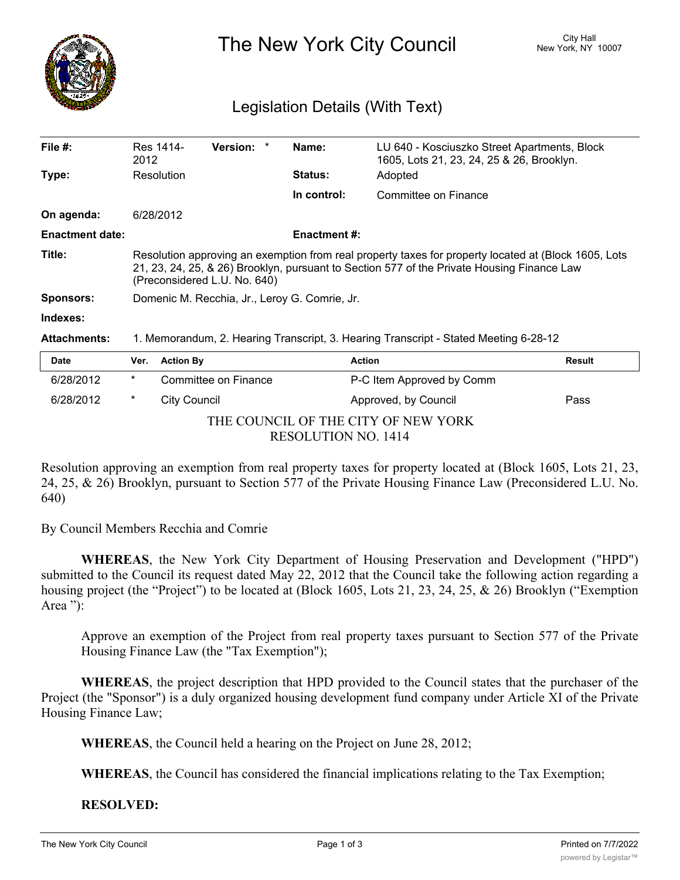# The New York City Council

City Hall
New York, NY 10007

## Legislation Details (With Text)

| | | | | | |
|---|---|---|---|---|---|
| **File #:** | Res 1414-2012 | **Version:** | * | **Name:** | LU 640 - Kosciuszko Street Apartments, Block 1605, Lots 21, 23, 24, 25 & 26, Brooklyn. |
| **Type:** | Resolution | | | **Status:** | Adopted |
| | | | | **In control:** | Committee on Finance |
| **On agenda:** | 6/28/2012 | | | | |
| **Enactment date:** | | | | **Enactment #:** | |

**Title:** Resolution approving an exemption from real property taxes for property located at (Block 1605, Lots 21, 23, 24, 25, & 26) Brooklyn, pursuant to Section 577 of the Private Housing Finance Law (Preconsidered L.U. No. 640)

**Sponsors:** Domenic M. Recchia, Jr., Leroy G. Comrie, Jr.

**Indexes:**

**Attachments:** 1. Memorandum, 2. Hearing Transcript, 3. Hearing Transcript - Stated Meeting 6-28-12

| Date | Ver. | Action By | Action | Result |
|---|---|---|---|---|
| 6/28/2012 | * | Committee on Finance | P-C Item Approved by Comm | |
| 6/28/2012 | * | City Council | Approved, by Council | Pass |

THE COUNCIL OF THE CITY OF NEW YORK
RESOLUTION NO. 1414

Resolution approving an exemption from real property taxes for property located at (Block 1605, Lots 21, 23, 24, 25, & 26) Brooklyn, pursuant to Section 577 of the Private Housing Finance Law (Preconsidered L.U. No. 640)

By Council Members Recchia and Comrie

**WHEREAS**, the New York City Department of Housing Preservation and Development ("HPD") submitted to the Council its request dated May 22, 2012 that the Council take the following action regarding a housing project (the "Project") to be located at (Block 1605, Lots 21, 23, 24, 25, & 26) Brooklyn ("Exemption Area "):

Approve an exemption of the Project from real property taxes pursuant to Section 577 of the Private Housing Finance Law (the "Tax Exemption");

**WHEREAS**, the project description that HPD provided to the Council states that the purchaser of the Project (the "Sponsor") is a duly organized housing development fund company under Article XI of the Private Housing Finance Law;

**WHEREAS**, the Council held a hearing on the Project on June 28, 2012;

**WHEREAS**, the Council has considered the financial implications relating to the Tax Exemption;

**RESOLVED:**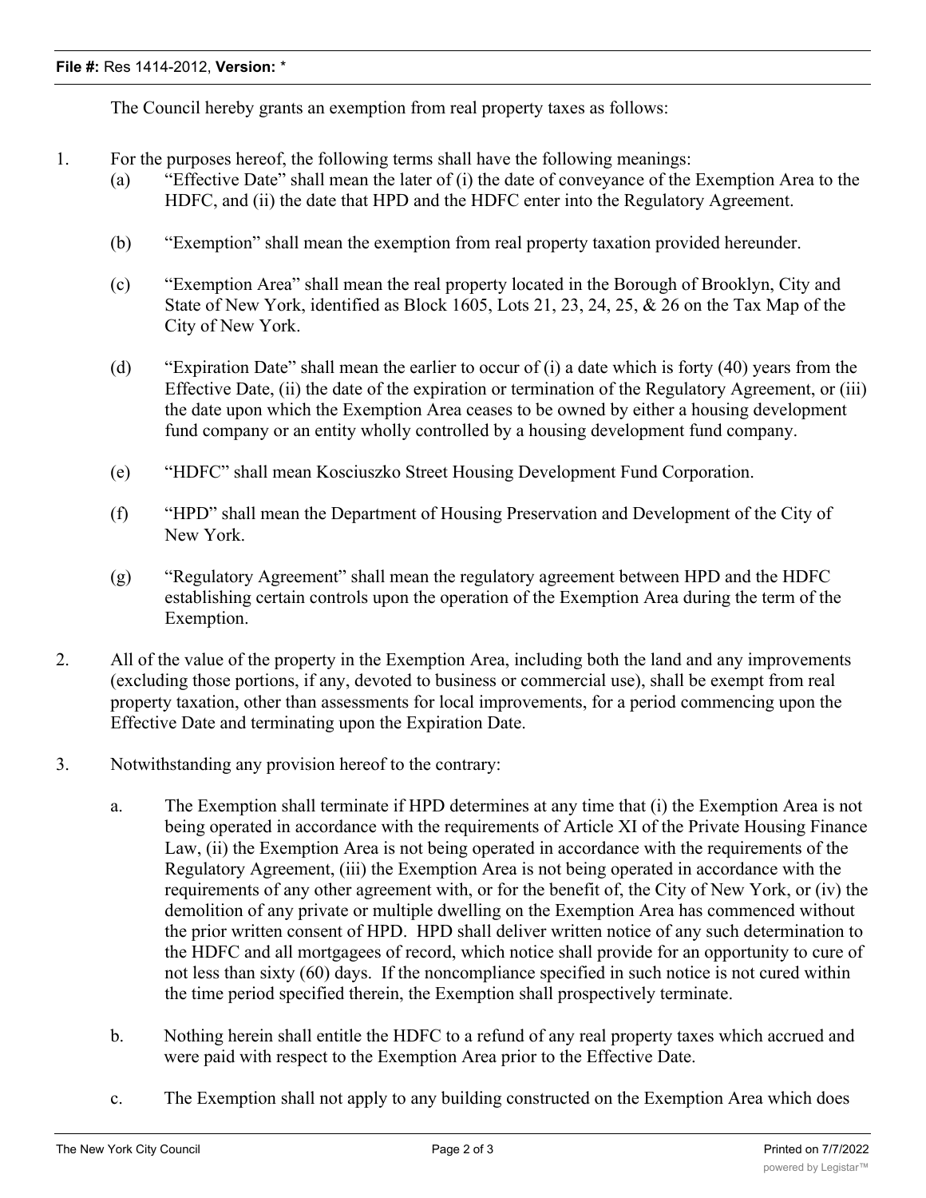The Council hereby grants an exemption from real property taxes as follows:

1. For the purposes hereof, the following terms shall have the following meanings:
   (a) "Effective Date" shall mean the later of (i) the date of conveyance of the Exemption Area to the HDFC, and (ii) the date that HPD and the HDFC enter into the Regulatory Agreement.

   (b) "Exemption" shall mean the exemption from real property taxation provided hereunder.

   (c) "Exemption Area" shall mean the real property located in the Borough of Brooklyn, City and State of New York, identified as Block 1605, Lots 21, 23, 24, 25, & 26 on the Tax Map of the City of New York.

   (d) "Expiration Date" shall mean the earlier to occur of (i) a date which is forty (40) years from the Effective Date, (ii) the date of the expiration or termination of the Regulatory Agreement, or (iii) the date upon which the Exemption Area ceases to be owned by either a housing development fund company or an entity wholly controlled by a housing development fund company.

   (e) "HDFC" shall mean Kosciuszko Street Housing Development Fund Corporation.

   (f) "HPD" shall mean the Department of Housing Preservation and Development of the City of New York.

   (g) "Regulatory Agreement" shall mean the regulatory agreement between HPD and the HDFC establishing certain controls upon the operation of the Exemption Area during the term of the Exemption.

2. All of the value of the property in the Exemption Area, including both the land and any improvements (excluding those portions, if any, devoted to business or commercial use), shall be exempt from real property taxation, other than assessments for local improvements, for a period commencing upon the Effective Date and terminating upon the Expiration Date.

3. Notwithstanding any provision hereof to the contrary:

   a. The Exemption shall terminate if HPD determines at any time that (i) the Exemption Area is not being operated in accordance with the requirements of Article XI of the Private Housing Finance Law, (ii) the Exemption Area is not being operated in accordance with the requirements of the Regulatory Agreement, (iii) the Exemption Area is not being operated in accordance with the requirements of any other agreement with, or for the benefit of, the City of New York, or (iv) the demolition of any private or multiple dwelling on the Exemption Area has commenced without the prior written consent of HPD. HPD shall deliver written notice of any such determination to the HDFC and all mortgagees of record, which notice shall provide for an opportunity to cure of not less than sixty (60) days. If the noncompliance specified in such notice is not cured within the time period specified therein, the Exemption shall prospectively terminate.

   b. Nothing herein shall entitle the HDFC to a refund of any real property taxes which accrued and were paid with respect to the Exemption Area prior to the Effective Date.

   c. The Exemption shall not apply to any building constructed on the Exemption Area which does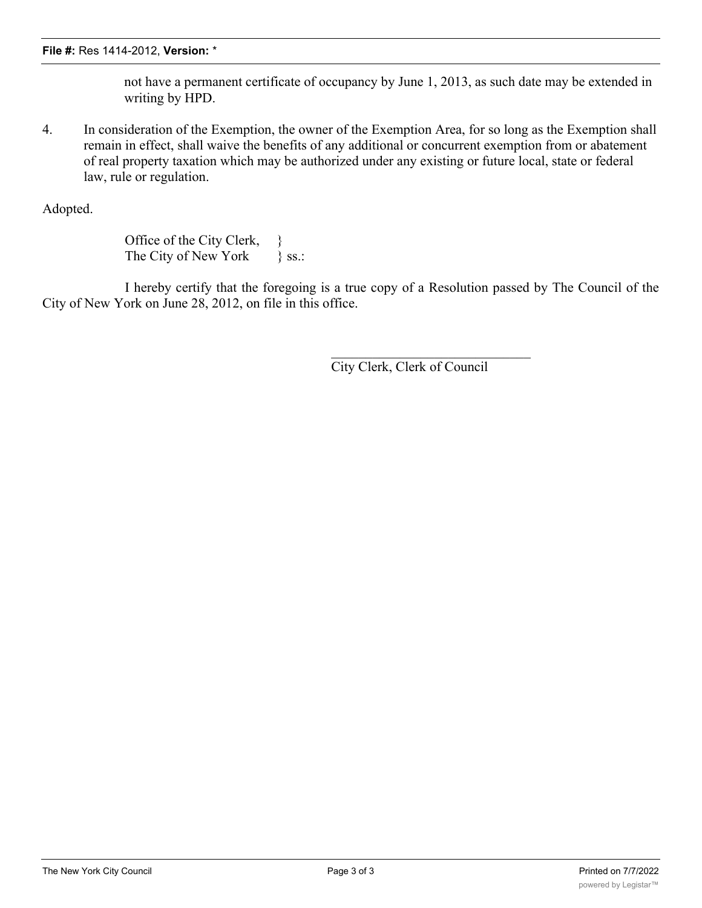not have a permanent certificate of occupancy by June 1, 2013, as such date may be extended in writing by HPD.

4. In consideration of the Exemption, the owner of the Exemption Area, for so long as the Exemption shall remain in effect, shall waive the benefits of any additional or concurrent exemption from or abatement of real property taxation which may be authorized under any existing or future local, state or federal law, rule or regulation.

Adopted.

Office of the City Clerk, }
The City of New York } ss.:

I hereby certify that the foregoing is a true copy of a Resolution passed by The Council of the City of New York on June 28, 2012, on file in this office.

\_\_\_\_\_\_\_\_\_\_\_\_\_\_\_\_\_\_\_\_\_\_\_\_\_\_\_\_\_\_

City Clerk, Clerk of Council